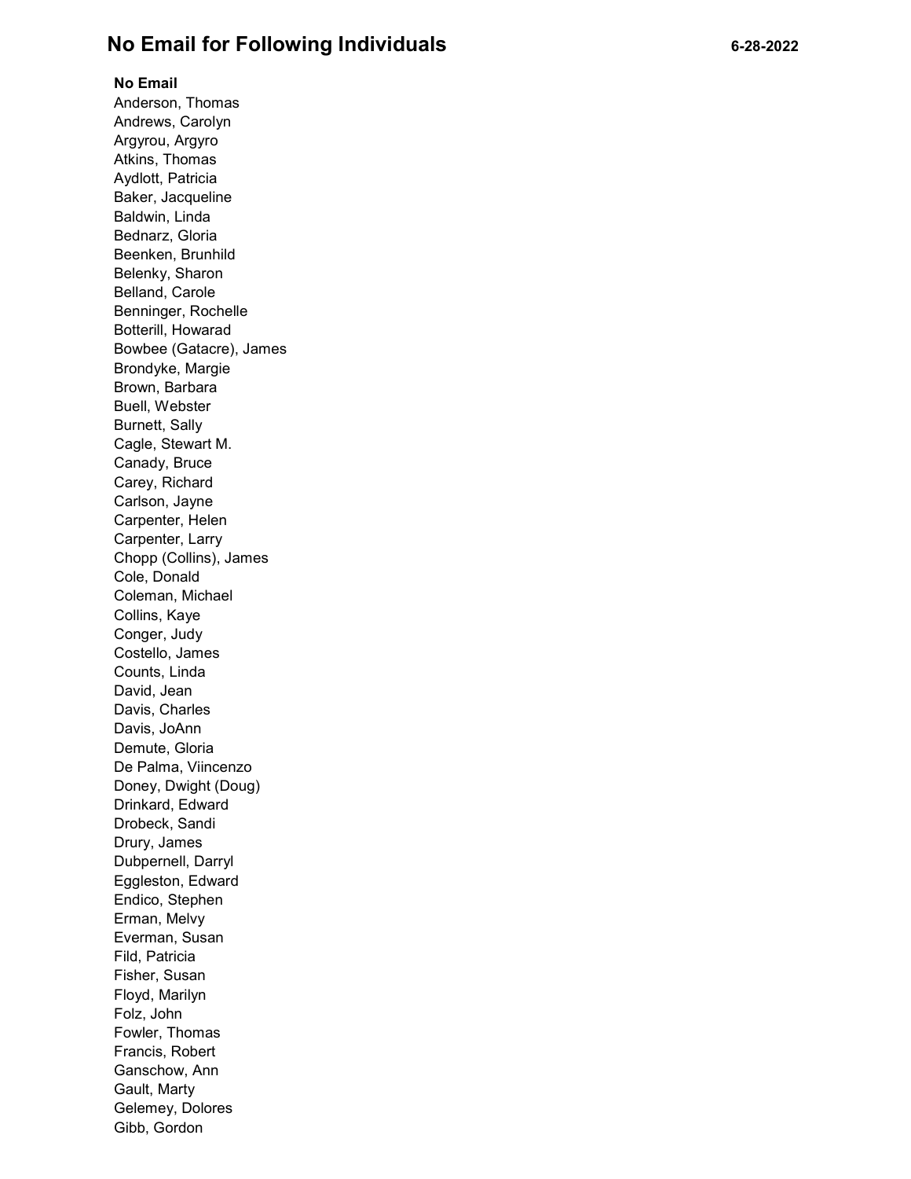# No Email for Following Individuals 6-28-2022

**No Email**

Anderson, Thomas
Andrews, Carolyn
Argyrou, Argyro
Atkins, Thomas
Aydlott, Patricia
Baker, Jacqueline
Baldwin, Linda
Bednarz, Gloria
Beenken, Brunhild
Belenky, Sharon
Belland, Carole
Benninger, Rochelle
Botterill, Howarad
Bowbee (Gatacre), James
Brondyke, Margie
Brown, Barbara
Buell, Webster
Burnett, Sally
Cagle, Stewart M.
Canady, Bruce
Carey, Richard
Carlson, Jayne
Carpenter, Helen
Carpenter, Larry
Chopp (Collins), James
Cole, Donald
Coleman, Michael
Collins, Kaye
Conger, Judy
Costello, James
Counts, Linda
David, Jean
Davis, Charles
Davis, JoAnn
Demute, Gloria
De Palma, Viincenzo
Doney, Dwight (Doug)
Drinkard, Edward
Drobeck, Sandi
Drury, James
Dubpernell, Darryl
Eggleston, Edward
Endico, Stephen
Erman, Melvy
Everman, Susan
Fild, Patricia
Fisher, Susan
Floyd, Marilyn
Folz, John
Fowler, Thomas
Francis, Robert
Ganschow, Ann
Gault, Marty
Gelemey, Dolores
Gibb, Gordon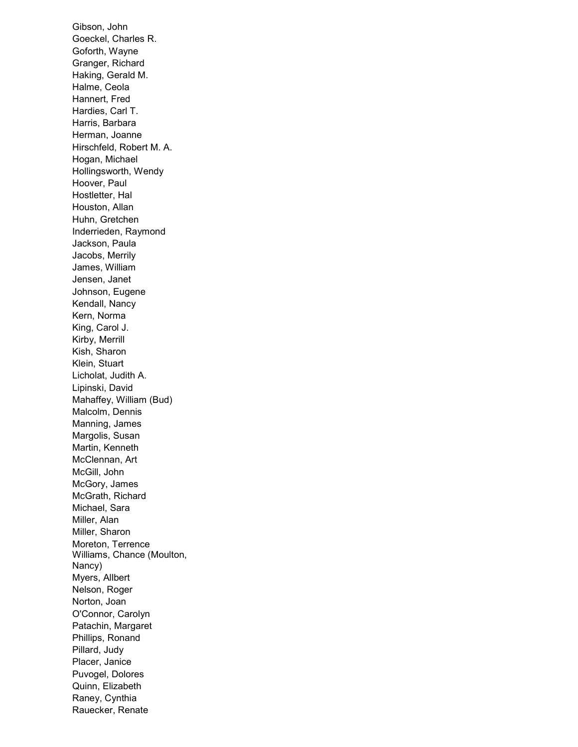Gibson, John
Goeckel, Charles R.
Goforth, Wayne
Granger, Richard
Haking, Gerald M.
Halme, Ceola
Hannert, Fred
Hardies, Carl T.
Harris, Barbara
Herman, Joanne
Hirschfeld, Robert M. A.
Hogan, Michael
Hollingsworth, Wendy
Hoover, Paul
Hostletter, Hal
Houston, Allan
Huhn, Gretchen
Inderrieden, Raymond
Jackson, Paula
Jacobs, Merrily
James, William
Jensen, Janet
Johnson, Eugene
Kendall, Nancy
Kern, Norma
King, Carol J.
Kirby, Merrill
Kish, Sharon
Klein, Stuart
Licholat, Judith A.
Lipinski, David
Mahaffey, William (Bud)
Malcolm, Dennis
Manning, James
Margolis, Susan
Martin, Kenneth
McClennan, Art
McGill, John
McGory, James
McGrath, Richard
Michael, Sara
Miller, Alan
Miller, Sharon
Moreton, Terrence
Williams, Chance (Moulton, Nancy)
Myers, Allbert
Nelson, Roger
Norton, Joan
O'Connor, Carolyn
Patachin, Margaret
Phillips, Ronand
Pillard, Judy
Placer, Janice
Puvogel, Dolores
Quinn, Elizabeth
Raney, Cynthia
Rauecker, Renate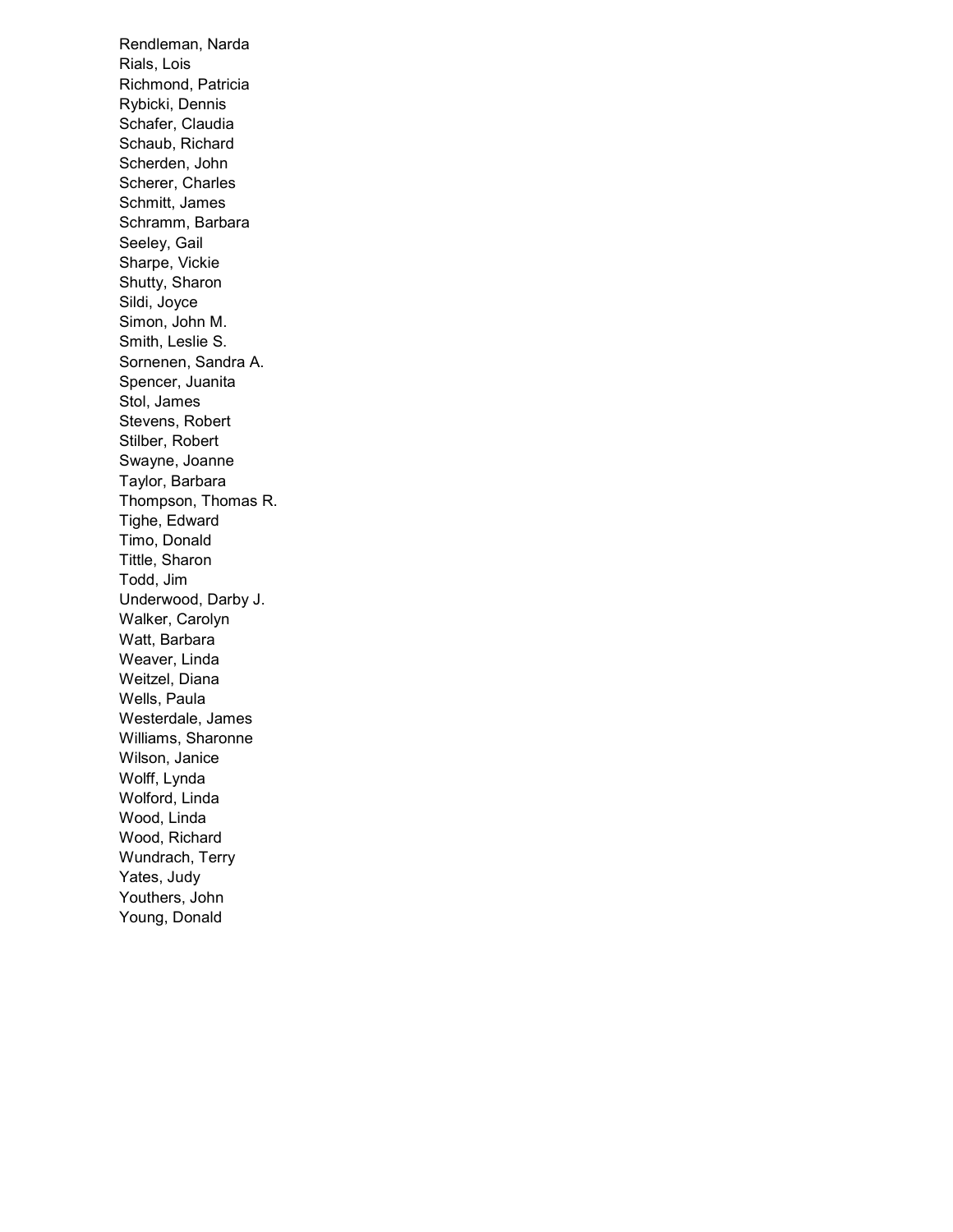Rendleman, Narda
Rials, Lois
Richmond, Patricia
Rybicki, Dennis
Schafer, Claudia
Schaub, Richard
Scherden, John
Scherer, Charles
Schmitt, James
Schramm, Barbara
Seeley, Gail
Sharpe, Vickie
Shutty, Sharon
Sildi, Joyce
Simon, John M.
Smith, Leslie S.
Sornenen, Sandra A.
Spencer, Juanita
Stol, James
Stevens, Robert
Stilber, Robert
Swayne, Joanne
Taylor, Barbara
Thompson, Thomas R.
Tighe, Edward
Timo, Donald
Tittle, Sharon
Todd, Jim
Underwood, Darby J.
Walker, Carolyn
Watt, Barbara
Weaver, Linda
Weitzel, Diana
Wells, Paula
Westerdale, James
Williams, Sharonne
Wilson, Janice
Wolff, Lynda
Wolford, Linda
Wood, Linda
Wood, Richard
Wundrach, Terry
Yates, Judy
Youthers, John
Young, Donald